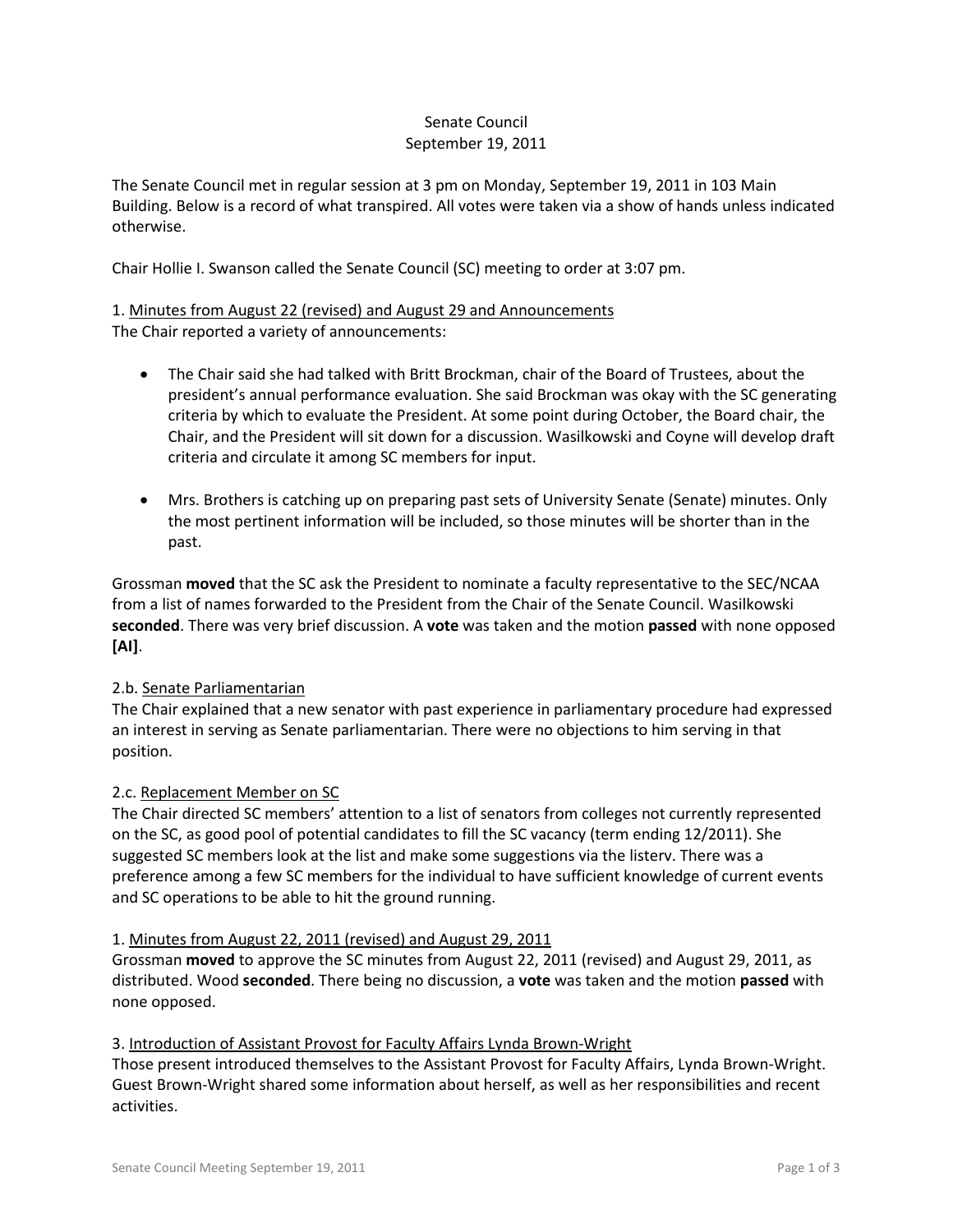# Senate Council
## September 19, 2011

The Senate Council met in regular session at 3 pm on Monday, September 19, 2011 in 103 Main Building. Below is a record of what transpired. All votes were taken via a show of hands unless indicated otherwise.

Chair Hollie I. Swanson called the Senate Council (SC) meeting to order at 3:07 pm.

1. Minutes from August 22 (revised) and August 29 and Announcements
The Chair reported a variety of announcements:

- The Chair said she had talked with Britt Brockman, chair of the Board of Trustees, about the president's annual performance evaluation. She said Brockman was okay with the SC generating criteria by which to evaluate the President. At some point during October, the Board chair, the Chair, and the President will sit down for a discussion. Wasilkowski and Coyne will develop draft criteria and circulate it among SC members for input.

- Mrs. Brothers is catching up on preparing past sets of University Senate (Senate) minutes. Only the most pertinent information will be included, so those minutes will be shorter than in the past.

Grossman **moved** that the SC ask the President to nominate a faculty representative to the SEC/NCAA from a list of names forwarded to the President from the Chair of the Senate Council. Wasilkowski **seconded**. There was very brief discussion. A **vote** was taken and the motion **passed** with none opposed **[AI]**.

2.b. Senate Parliamentarian
The Chair explained that a new senator with past experience in parliamentary procedure had expressed an interest in serving as Senate parliamentarian. There were no objections to him serving in that position.

2.c. Replacement Member on SC
The Chair directed SC members' attention to a list of senators from colleges not currently represented on the SC, as good pool of potential candidates to fill the SC vacancy (term ending 12/2011). She suggested SC members look at the list and make some suggestions via the listerv. There was a preference among a few SC members for the individual to have sufficient knowledge of current events and SC operations to be able to hit the ground running.

1. Minutes from August 22, 2011 (revised) and August 29, 2011
Grossman **moved** to approve the SC minutes from August 22, 2011 (revised) and August 29, 2011, as distributed. Wood **seconded**. There being no discussion, a **vote** was taken and the motion **passed** with none opposed.

3. Introduction of Assistant Provost for Faculty Affairs Lynda Brown-Wright
Those present introduced themselves to the Assistant Provost for Faculty Affairs, Lynda Brown-Wright. Guest Brown-Wright shared some information about herself, as well as her responsibilities and recent activities.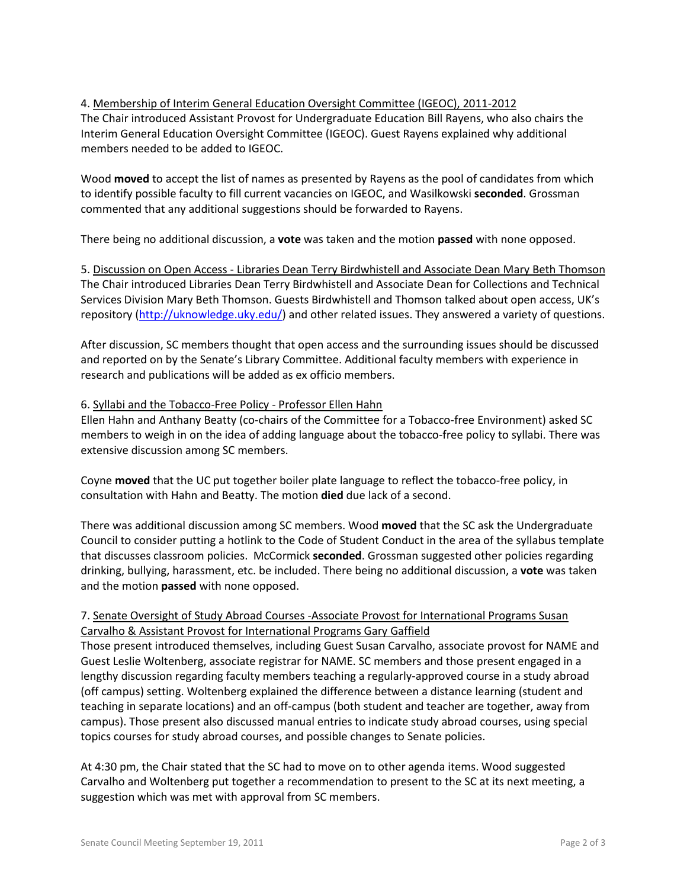4. Membership of Interim General Education Oversight Committee (IGEOC), 2011-2012

The Chair introduced Assistant Provost for Undergraduate Education Bill Rayens, who also chairs the Interim General Education Oversight Committee (IGEOC). Guest Rayens explained why additional members needed to be added to IGEOC.

Wood **moved** to accept the list of names as presented by Rayens as the pool of candidates from which to identify possible faculty to fill current vacancies on IGEOC, and Wasilkowski **seconded**. Grossman commented that any additional suggestions should be forwarded to Rayens.

There being no additional discussion, a **vote** was taken and the motion **passed** with none opposed.

5. Discussion on Open Access - Libraries Dean Terry Birdwhistell and Associate Dean Mary Beth Thomson

The Chair introduced Libraries Dean Terry Birdwhistell and Associate Dean for Collections and Technical Services Division Mary Beth Thomson. Guests Birdwhistell and Thomson talked about open access, UK's repository (http://uknowledge.uky.edu/) and other related issues. They answered a variety of questions.

After discussion, SC members thought that open access and the surrounding issues should be discussed and reported on by the Senate's Library Committee. Additional faculty members with experience in research and publications will be added as ex officio members.

6. Syllabi and the Tobacco-Free Policy - Professor Ellen Hahn

Ellen Hahn and Anthany Beatty (co-chairs of the Committee for a Tobacco-free Environment) asked SC members to weigh in on the idea of adding language about the tobacco-free policy to syllabi. There was extensive discussion among SC members.

Coyne **moved** that the UC put together boiler plate language to reflect the tobacco-free policy, in consultation with Hahn and Beatty. The motion **died** due lack of a second.

There was additional discussion among SC members. Wood **moved** that the SC ask the Undergraduate Council to consider putting a hotlink to the Code of Student Conduct in the area of the syllabus template that discusses classroom policies. McCormick **seconded**. Grossman suggested other policies regarding drinking, bullying, harassment, etc. be included. There being no additional discussion, a **vote** was taken and the motion **passed** with none opposed.

7. Senate Oversight of Study Abroad Courses -Associate Provost for International Programs Susan Carvalho & Assistant Provost for International Programs Gary Gaffield

Those present introduced themselves, including Guest Susan Carvalho, associate provost for NAME and Guest Leslie Woltenberg, associate registrar for NAME. SC members and those present engaged in a lengthy discussion regarding faculty members teaching a regularly-approved course in a study abroad (off campus) setting. Woltenberg explained the difference between a distance learning (student and teaching in separate locations) and an off-campus (both student and teacher are together, away from campus). Those present also discussed manual entries to indicate study abroad courses, using special topics courses for study abroad courses, and possible changes to Senate policies.

At 4:30 pm, the Chair stated that the SC had to move on to other agenda items. Wood suggested Carvalho and Woltenberg put together a recommendation to present to the SC at its next meeting, a suggestion which was met with approval from SC members.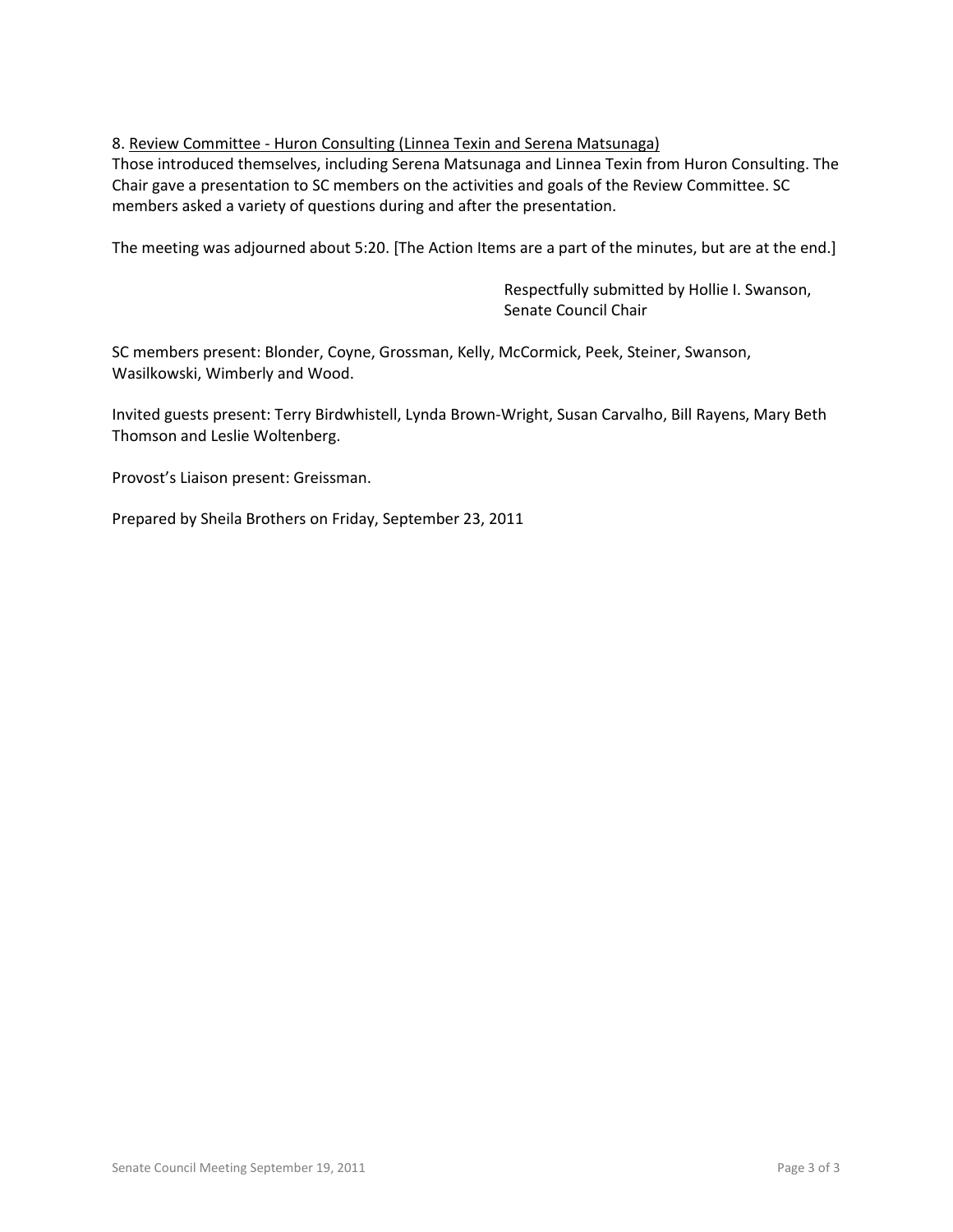8. <u>Review Committee - Huron Consulting (Linnea Texin and Serena Matsunaga)</u>
Those introduced themselves, including Serena Matsunaga and Linnea Texin from Huron Consulting. The Chair gave a presentation to SC members on the activities and goals of the Review Committee. SC members asked a variety of questions during and after the presentation.

The meeting was adjourned about 5:20. [The Action Items are a part of the minutes, but are at the end.]

Respectfully submitted by Hollie I. Swanson,
Senate Council Chair

SC members present: Blonder, Coyne, Grossman, Kelly, McCormick, Peek, Steiner, Swanson, Wasilkowski, Wimberly and Wood.

Invited guests present: Terry Birdwhistell, Lynda Brown-Wright, Susan Carvalho, Bill Rayens, Mary Beth Thomson and Leslie Woltenberg.

Provost's Liaison present: Greissman.

Prepared by Sheila Brothers on Friday, September 23, 2011